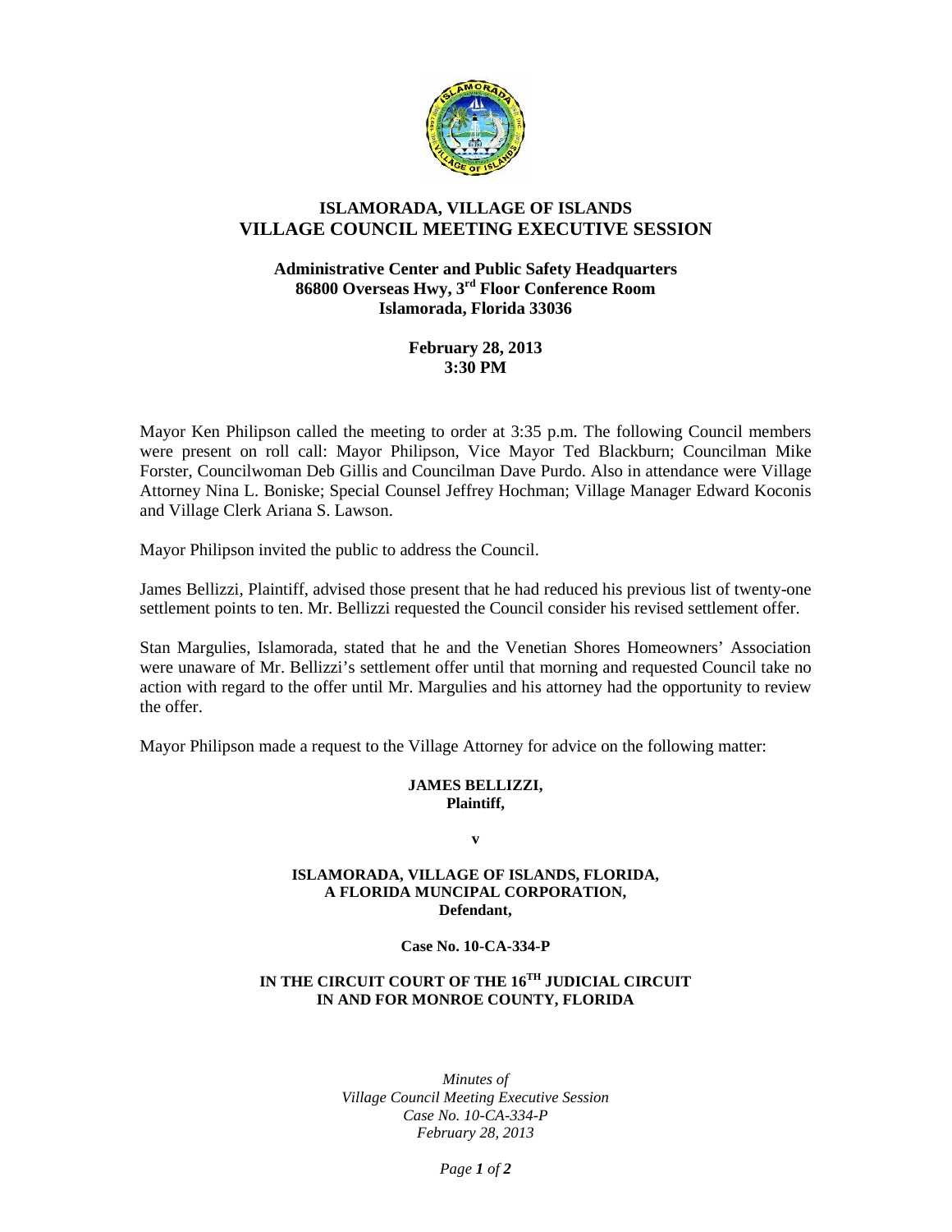# ISLAMORADA, VILLAGE OF ISLANDS
## VILLAGE COUNCIL MEETING EXECUTIVE SESSION

**Administrative Center and Public Safety Headquarters**
**86800 Overseas Hwy, 3rd Floor Conference Room**
**Islamorada, Florida 33036**

**February 28, 2013**
**3:30 PM**

Mayor Ken Philipson called the meeting to order at 3:35 p.m. The following Council members were present on roll call: Mayor Philipson, Vice Mayor Ted Blackburn; Councilman Mike Forster, Councilwoman Deb Gillis and Councilman Dave Purdo. Also in attendance were Village Attorney Nina L. Boniske; Special Counsel Jeffrey Hochman; Village Manager Edward Koconis and Village Clerk Ariana S. Lawson.

Mayor Philipson invited the public to address the Council.

James Bellizzi, Plaintiff, advised those present that he had reduced his previous list of twenty-one settlement points to ten. Mr. Bellizzi requested the Council consider his revised settlement offer.

Stan Margulies, Islamorada, stated that he and the Venetian Shores Homeowners' Association were unaware of Mr. Bellizzi's settlement offer until that morning and requested Council take no action with regard to the offer until Mr. Margulies and his attorney had the opportunity to review the offer.

Mayor Philipson made a request to the Village Attorney for advice on the following matter:

**JAMES BELLIZZI,**
**Plaintiff,**

**v**

**ISLAMORADA, VILLAGE OF ISLANDS, FLORIDA,**
**A FLORIDA MUNCIPAL CORPORATION,**
**Defendant,**

**Case No. 10-CA-334-P**

**IN THE CIRCUIT COURT OF THE 16TH JUDICIAL CIRCUIT**
**IN AND FOR MONROE COUNTY, FLORIDA**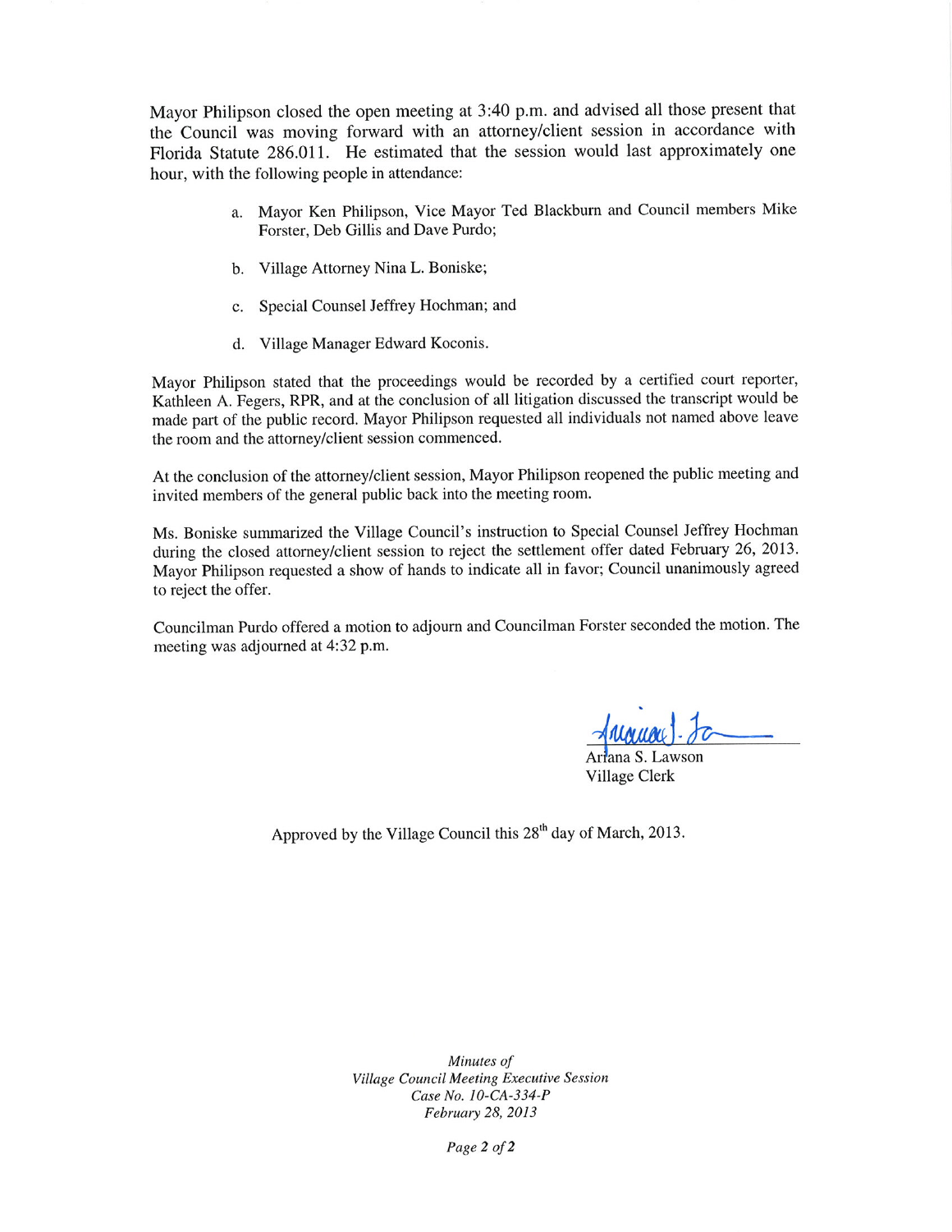Mayor Philipson closed the open meeting at 3:40 p.m. and advised all those present that the Council was moving forward with an attorney/client session in accordance with Florida Statute 286.011. He estimated that the session would last approximately one hour, with the following people in attendance:

a. Mayor Ken Philipson, Vice Mayor Ted Blackburn and Council members Mike Forster, Deb Gillis and Dave Purdo;

b. Village Attorney Nina L. Boniske;

c. Special Counsel Jeffrey Hochman; and

d. Village Manager Edward Koconis.

Mayor Philipson stated that the proceedings would be recorded by a certified court reporter, Kathleen A. Fegers, RPR, and at the conclusion of all litigation discussed the transcript would be made part of the public record. Mayor Philipson requested all individuals not named above leave the room and the attorney/client session commenced.

At the conclusion of the attorney/client session, Mayor Philipson reopened the public meeting and invited members of the general public back into the meeting room.

Ms. Boniske summarized the Village Council's instruction to Special Counsel Jeffrey Hochman during the closed attorney/client session to reject the settlement offer dated February 26, 2013. Mayor Philipson requested a show of hands to indicate all in favor; Council unanimously agreed to reject the offer.

Councilman Purdo offered a motion to adjourn and Councilman Forster seconded the motion. The meeting was adjourned at 4:32 p.m.

Ariana S. Lawson
Village Clerk

Approved by the Village Council this 28th day of March, 2013.

*Minutes of*
*Village Council Meeting Executive Session*
*Case No. 10-CA-334-P*
*February 28, 2013*